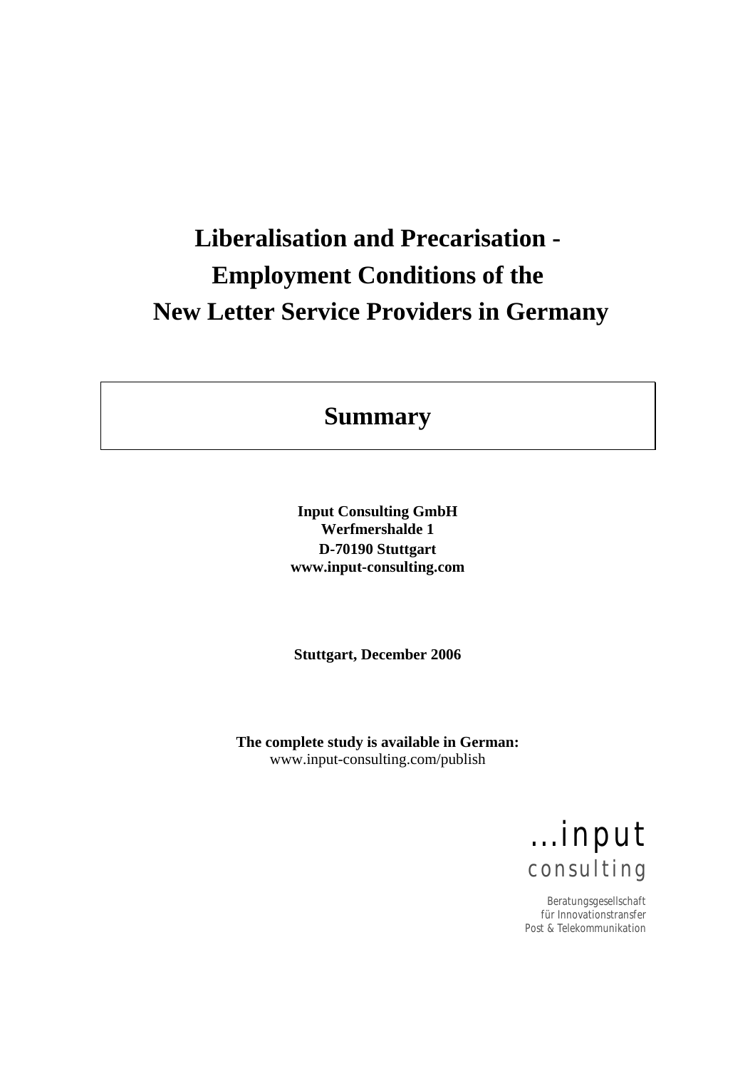# Liberalisation and Precarisation - Employment Conditions of the New Letter Service Providers in Germany

## Summary

**Input Consulting GmbH**
**Werfmershalde 1**
**D-70190 Stuttgart**
**www.input-consulting.com**

**Stuttgart, December 2006**

**The complete study is available in German:**
www.input-consulting.com/publish

...input
consulting

Beratungsgesellschaft
für Innovationstransfer
Post & Telekommunikation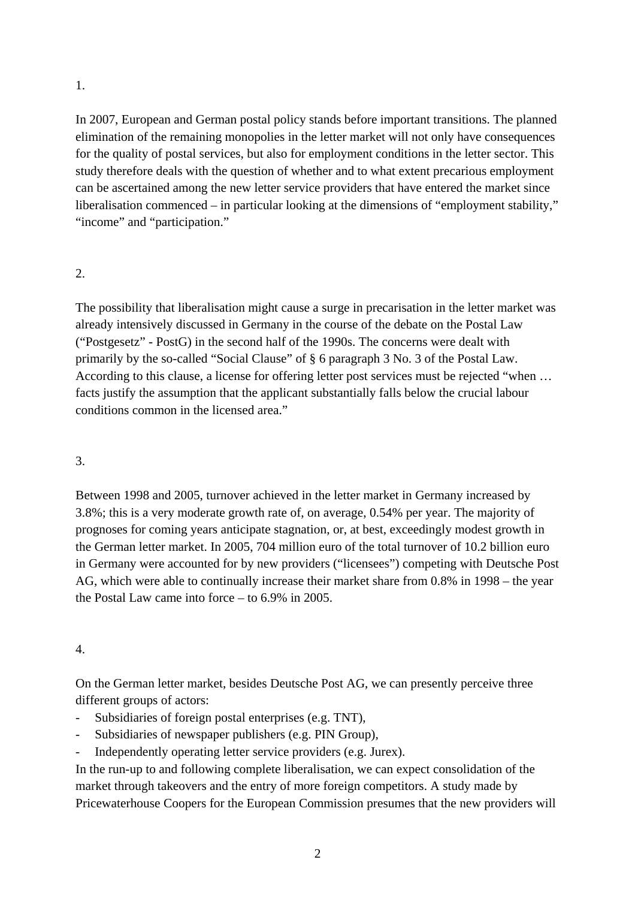1.

In 2007, European and German postal policy stands before important transitions. The planned elimination of the remaining monopolies in the letter market will not only have consequences for the quality of postal services, but also for employment conditions in the letter sector. This study therefore deals with the question of whether and to what extent precarious employment can be ascertained among the new letter service providers that have entered the market since liberalisation commenced – in particular looking at the dimensions of "employment stability," "income" and "participation."

2.

The possibility that liberalisation might cause a surge in precarisation in the letter market was already intensively discussed in Germany in the course of the debate on the Postal Law ("Postgesetz" - PostG) in the second half of the 1990s. The concerns were dealt with primarily by the so-called "Social Clause" of § 6 paragraph 3 No. 3 of the Postal Law. According to this clause, a license for offering letter post services must be rejected "when … facts justify the assumption that the applicant substantially falls below the crucial labour conditions common in the licensed area."

3.

Between 1998 and 2005, turnover achieved in the letter market in Germany increased by 3.8%; this is a very moderate growth rate of, on average, 0.54% per year. The majority of prognoses for coming years anticipate stagnation, or, at best, exceedingly modest growth in the German letter market. In 2005, 704 million euro of the total turnover of 10.2 billion euro in Germany were accounted for by new providers ("licensees") competing with Deutsche Post AG, which were able to continually increase their market share from 0.8% in 1998 – the year the Postal Law came into force – to 6.9% in 2005.

4.

On the German letter market, besides Deutsche Post AG, we can presently perceive three different groups of actors:

- Subsidiaries of foreign postal enterprises (e.g. TNT),
- Subsidiaries of newspaper publishers (e.g. PIN Group),
- Independently operating letter service providers (e.g. Jurex).

In the run-up to and following complete liberalisation, we can expect consolidation of the market through takeovers and the entry of more foreign competitors. A study made by Pricewaterhouse Coopers for the European Commission presumes that the new providers will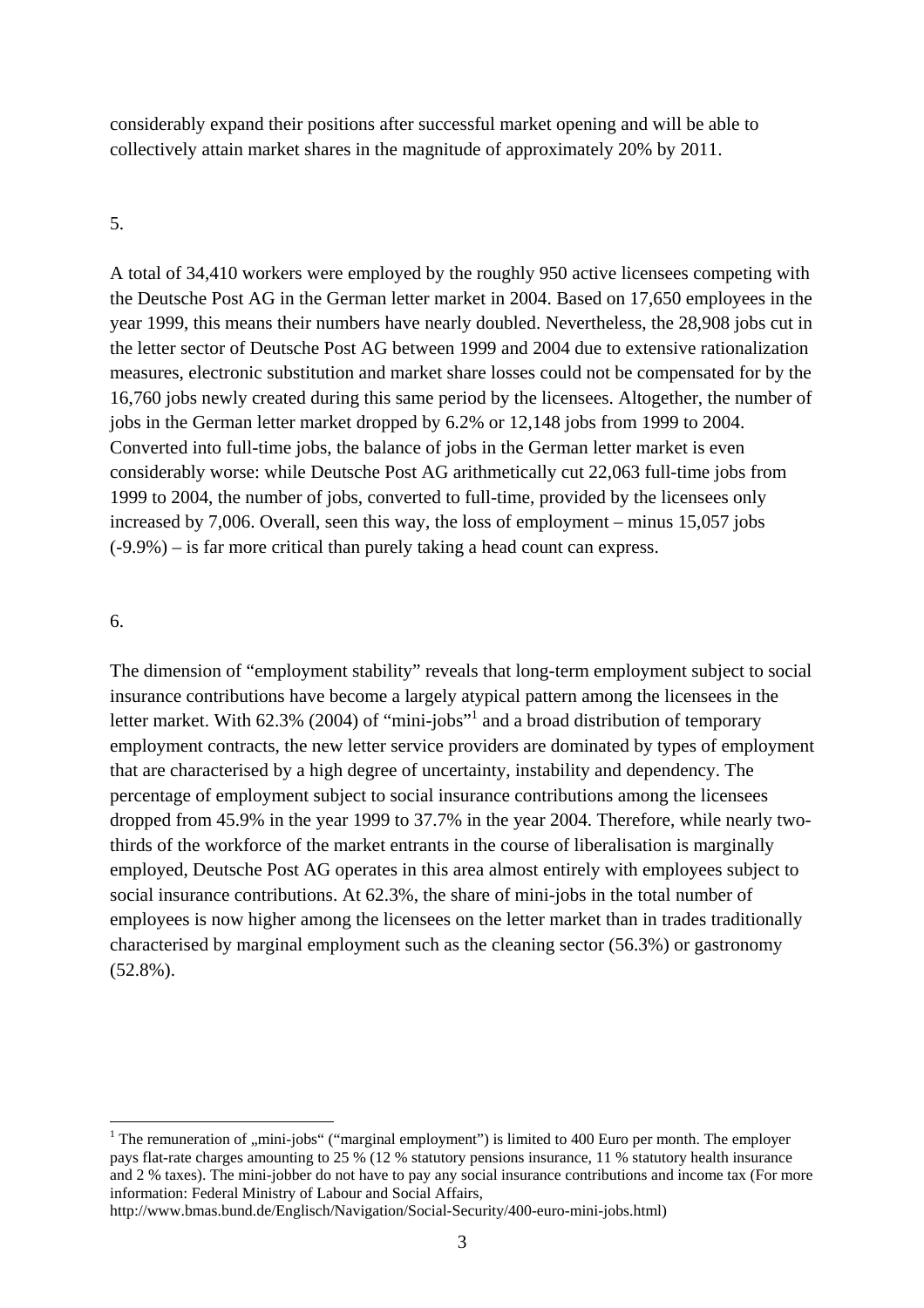considerably expand their positions after successful market opening and will be able to collectively attain market shares in the magnitude of approximately 20% by 2011.

5.

A total of 34,410 workers were employed by the roughly 950 active licensees competing with the Deutsche Post AG in the German letter market in 2004. Based on 17,650 employees in the year 1999, this means their numbers have nearly doubled. Nevertheless, the 28,908 jobs cut in the letter sector of Deutsche Post AG between 1999 and 2004 due to extensive rationalization measures, electronic substitution and market share losses could not be compensated for by the 16,760 jobs newly created during this same period by the licensees. Altogether, the number of jobs in the German letter market dropped by 6.2% or 12,148 jobs from 1999 to 2004. Converted into full-time jobs, the balance of jobs in the German letter market is even considerably worse: while Deutsche Post AG arithmetically cut 22,063 full-time jobs from 1999 to 2004, the number of jobs, converted to full-time, provided by the licensees only increased by 7,006. Overall, seen this way, the loss of employment – minus 15,057 jobs (-9.9%) – is far more critical than purely taking a head count can express.

6.

The dimension of "employment stability" reveals that long-term employment subject to social insurance contributions have become a largely atypical pattern among the licensees in the letter market. With 62.3% (2004) of "mini-jobs"[1] and a broad distribution of temporary employment contracts, the new letter service providers are dominated by types of employment that are characterised by a high degree of uncertainty, instability and dependency. The percentage of employment subject to social insurance contributions among the licensees dropped from 45.9% in the year 1999 to 37.7% in the year 2004. Therefore, while nearly two-thirds of the workforce of the market entrants in the course of liberalisation is marginally employed, Deutsche Post AG operates in this area almost entirely with employees subject to social insurance contributions. At 62.3%, the share of mini-jobs in the total number of employees is now higher among the licensees on the letter market than in trades traditionally characterised by marginal employment such as the cleaning sector (56.3%) or gastronomy (52.8%).

---

[1] The remuneration of „mini-jobs" ("marginal employment") is limited to 400 Euro per month. The employer pays flat-rate charges amounting to 25 % (12 % statutory pensions insurance, 11 % statutory health insurance and 2 % taxes). The mini-jobber do not have to pay any social insurance contributions and income tax (For more information: Federal Ministry of Labour and Social Affairs, http://www.bmas.bund.de/Englisch/Navigation/Social-Security/400-euro-mini-jobs.html)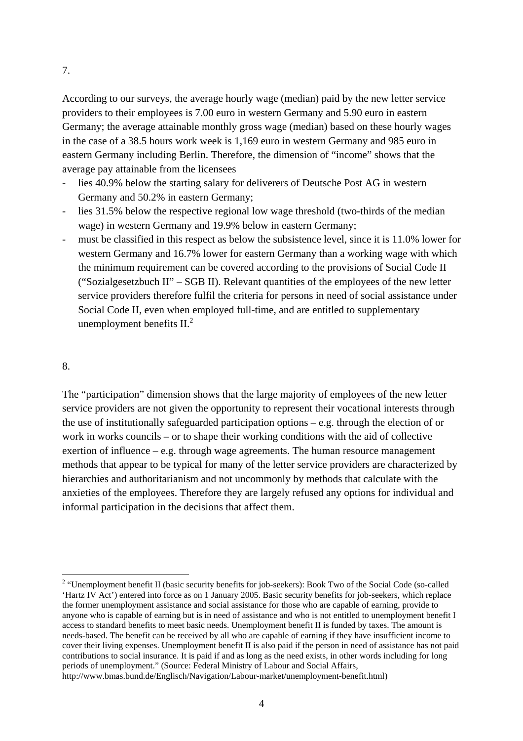7.

According to our surveys, the average hourly wage (median) paid by the new letter service providers to their employees is 7.00 euro in western Germany and 5.90 euro in eastern Germany; the average attainable monthly gross wage (median) based on these hourly wages in the case of a 38.5 hours work week is 1,169 euro in western Germany and 985 euro in eastern Germany including Berlin. Therefore, the dimension of "income" shows that the average pay attainable from the licensees

- lies 40.9% below the starting salary for deliverers of Deutsche Post AG in western Germany and 50.2% in eastern Germany;
- lies 31.5% below the respective regional low wage threshold (two-thirds of the median wage) in western Germany and 19.9% below in eastern Germany;
- must be classified in this respect as below the subsistence level, since it is 11.0% lower for western Germany and 16.7% lower for eastern Germany than a working wage with which the minimum requirement can be covered according to the provisions of Social Code II ("Sozialgesetzbuch II" – SGB II). Relevant quantities of the employees of the new letter service providers therefore fulfil the criteria for persons in need of social assistance under Social Code II, even when employed full-time, and are entitled to supplementary unemployment benefits II.[2]

8.

The "participation" dimension shows that the large majority of employees of the new letter service providers are not given the opportunity to represent their vocational interests through the use of institutionally safeguarded participation options – e.g. through the election of or work in works councils – or to shape their working conditions with the aid of collective exertion of influence – e.g. through wage agreements. The human resource management methods that appear to be typical for many of the letter service providers are characterized by hierarchies and authoritarianism and not uncommonly by methods that calculate with the anxieties of the employees. Therefore they are largely refused any options for individual and informal participation in the decisions that affect them.

---

[2] "Unemployment benefit II (basic security benefits for job-seekers): Book Two of the Social Code (so-called 'Hartz IV Act') entered into force as on 1 January 2005. Basic security benefits for job-seekers, which replace the former unemployment assistance and social assistance for those who are capable of earning, provide to anyone who is capable of earning but is in need of assistance and who is not entitled to unemployment benefit I access to standard benefits to meet basic needs. Unemployment benefit II is funded by taxes. The amount is needs-based. The benefit can be received by all who are capable of earning if they have insufficient income to cover their living expenses. Unemployment benefit II is also paid if the person in need of assistance has not paid contributions to social insurance. It is paid if and as long as the need exists, in other words including for long periods of unemployment." (Source: Federal Ministry of Labour and Social Affairs, http://www.bmas.bund.de/Englisch/Navigation/Labour-market/unemployment-benefit.html)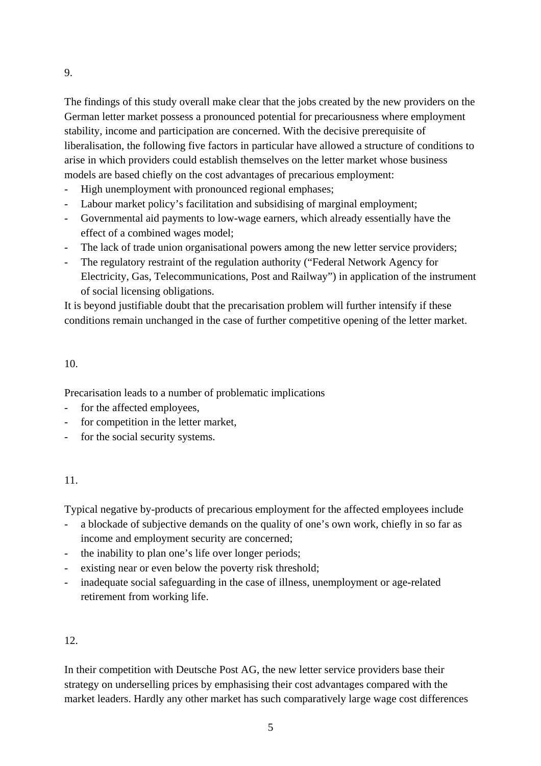9.

The findings of this study overall make clear that the jobs created by the new providers on the German letter market possess a pronounced potential for precariousness where employment stability, income and participation are concerned. With the decisive prerequisite of liberalisation, the following five factors in particular have allowed a structure of conditions to arise in which providers could establish themselves on the letter market whose business models are based chiefly on the cost advantages of precarious employment:

- High unemployment with pronounced regional emphases;
- Labour market policy's facilitation and subsidising of marginal employment;
- Governmental aid payments to low-wage earners, which already essentially have the effect of a combined wages model;
- The lack of trade union organisational powers among the new letter service providers;
- The regulatory restraint of the regulation authority ("Federal Network Agency for Electricity, Gas, Telecommunications, Post and Railway") in application of the instrument of social licensing obligations.

It is beyond justifiable doubt that the precarisation problem will further intensify if these conditions remain unchanged in the case of further competitive opening of the letter market.

10.

Precarisation leads to a number of problematic implications

- for the affected employees,
- for competition in the letter market,
- for the social security systems.

11.

Typical negative by-products of precarious employment for the affected employees include

- a blockade of subjective demands on the quality of one's own work, chiefly in so far as income and employment security are concerned;
- the inability to plan one's life over longer periods;
- existing near or even below the poverty risk threshold;
- inadequate social safeguarding in the case of illness, unemployment or age-related retirement from working life.

12.

In their competition with Deutsche Post AG, the new letter service providers base their strategy on underselling prices by emphasising their cost advantages compared with the market leaders. Hardly any other market has such comparatively large wage cost differences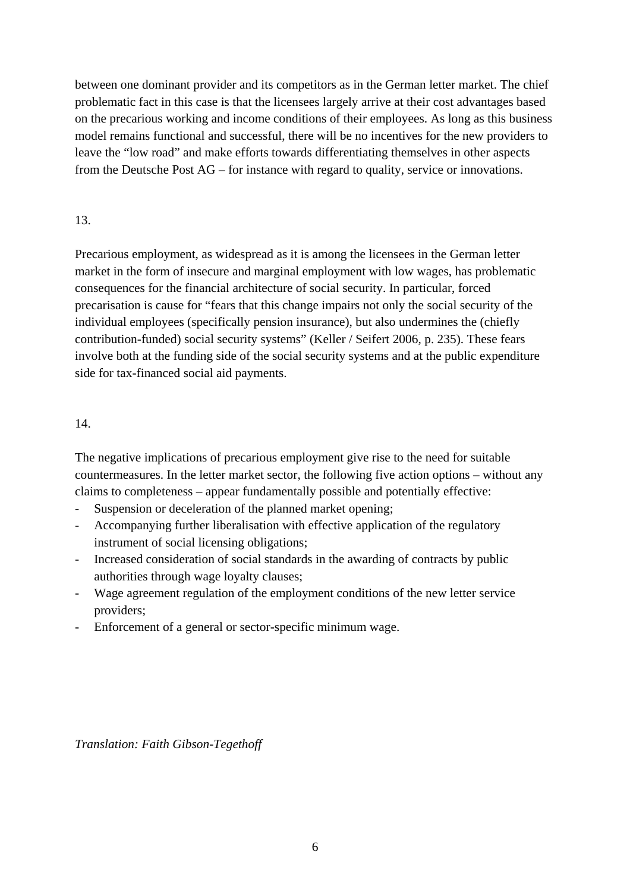between one dominant provider and its competitors as in the German letter market. The chief problematic fact in this case is that the licensees largely arrive at their cost advantages based on the precarious working and income conditions of their employees. As long as this business model remains functional and successful, there will be no incentives for the new providers to leave the "low road" and make efforts towards differentiating themselves in other aspects from the Deutsche Post AG – for instance with regard to quality, service or innovations.

13.

Precarious employment, as widespread as it is among the licensees in the German letter market in the form of insecure and marginal employment with low wages, has problematic consequences for the financial architecture of social security. In particular, forced precarisation is cause for "fears that this change impairs not only the social security of the individual employees (specifically pension insurance), but also undermines the (chiefly contribution-funded) social security systems" (Keller / Seifert 2006, p. 235). These fears involve both at the funding side of the social security systems and at the public expenditure side for tax-financed social aid payments.

14.

The negative implications of precarious employment give rise to the need for suitable countermeasures. In the letter market sector, the following five action options – without any claims to completeness – appear fundamentally possible and potentially effective:

- Suspension or deceleration of the planned market opening;
- Accompanying further liberalisation with effective application of the regulatory instrument of social licensing obligations;
- Increased consideration of social standards in the awarding of contracts by public authorities through wage loyalty clauses;
- Wage agreement regulation of the employment conditions of the new letter service providers;
- Enforcement of a general or sector-specific minimum wage.

*Translation: Faith Gibson-Tegethoff*